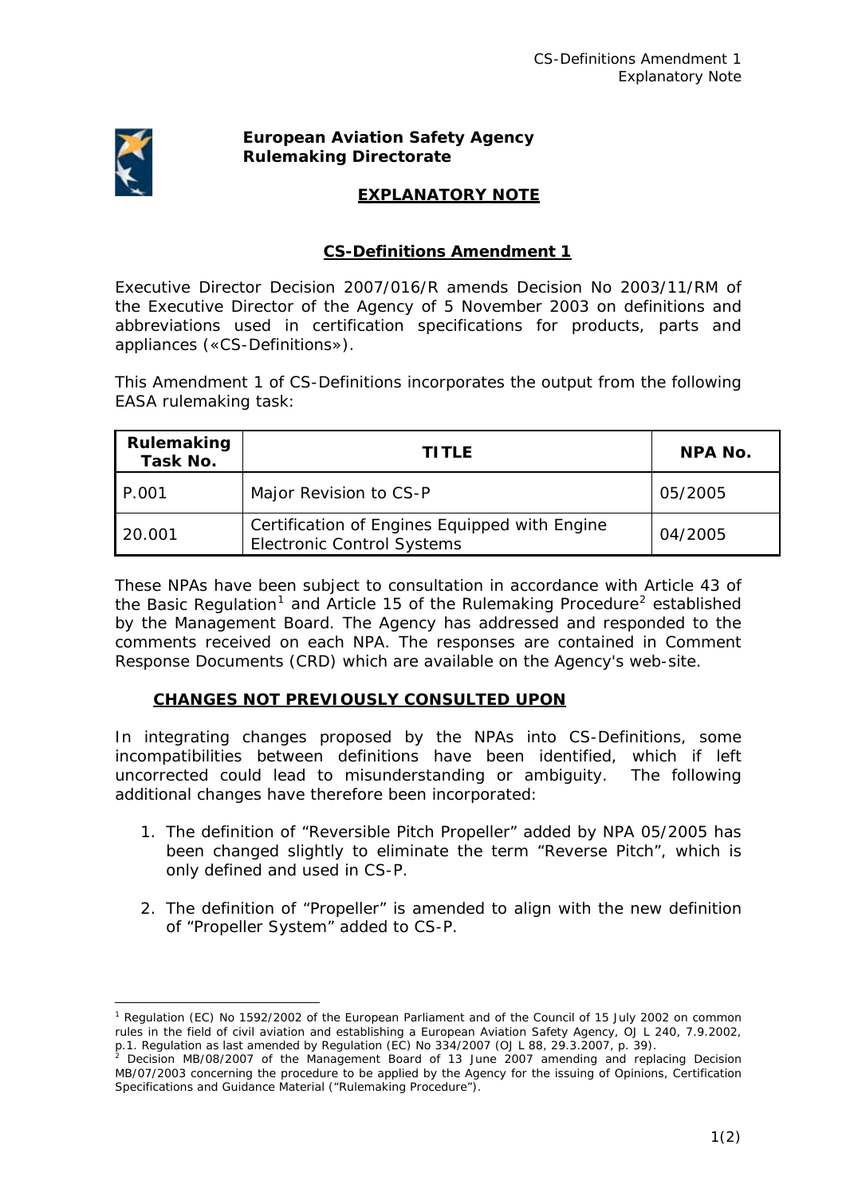**European Aviation Safety Agency**
**Rulemaking Directorate**

## EXPLANATORY NOTE

### CS-Definitions Amendment 1

Executive Director Decision 2007/016/R amends Decision No 2003/11/RM of the Executive Director of the Agency of 5 November 2003 on definitions and abbreviations used in certification specifications for products, parts and appliances («CS-Definitions»).

This Amendment 1 of CS-Definitions incorporates the output from the following EASA rulemaking task:

| Rulemaking Task No. | TITLE | NPA No. |
|---|---|---|
| P.001 | Major Revision to CS-P | 05/2005 |
| 20.001 | Certification of Engines Equipped with Engine Electronic Control Systems | 04/2005 |

These NPAs have been subject to consultation in accordance with Article 43 of the Basic Regulation[1] and Article 15 of the Rulemaking Procedure[2] established by the Management Board. The Agency has addressed and responded to the comments received on each NPA. The responses are contained in Comment Response Documents (CRD) which are available on the Agency's web-site.

### CHANGES NOT PREVIOUSLY CONSULTED UPON

In integrating changes proposed by the NPAs into CS-Definitions, some incompatibilities between definitions have been identified, which if left uncorrected could lead to misunderstanding or ambiguity. The following additional changes have therefore been incorporated:

1. The definition of "Reversible Pitch Propeller" added by NPA 05/2005 has been changed slightly to eliminate the term "Reverse Pitch", which is only defined and used in CS-P.

2. The definition of "Propeller" is amended to align with the new definition of "Propeller System" added to CS-P.

---

[1] Regulation (EC) No 1592/2002 of the European Parliament and of the Council of 15 July 2002 on common rules in the field of civil aviation and establishing a European Aviation Safety Agency, OJ L 240, 7.9.2002, p.1. Regulation as last amended by Regulation (EC) No 334/2007 (OJ L 88, 29.3.2007, p. 39).

[2] Decision MB/08/2007 of the Management Board of 13 June 2007 amending and replacing Decision MB/07/2003 concerning the procedure to be applied by the Agency for the issuing of Opinions, Certification Specifications and Guidance Material ("Rulemaking Procedure").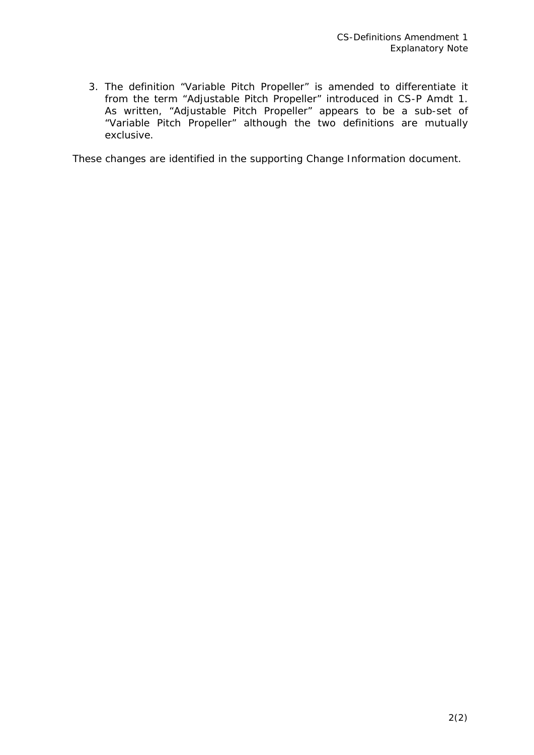3. The definition "Variable Pitch Propeller" is amended to differentiate it from the term "Adjustable Pitch Propeller" introduced in CS-P Amdt 1. As written, "Adjustable Pitch Propeller" appears to be a sub-set of "Variable Pitch Propeller" although the two definitions are mutually exclusive.

These changes are identified in the supporting Change Information document.